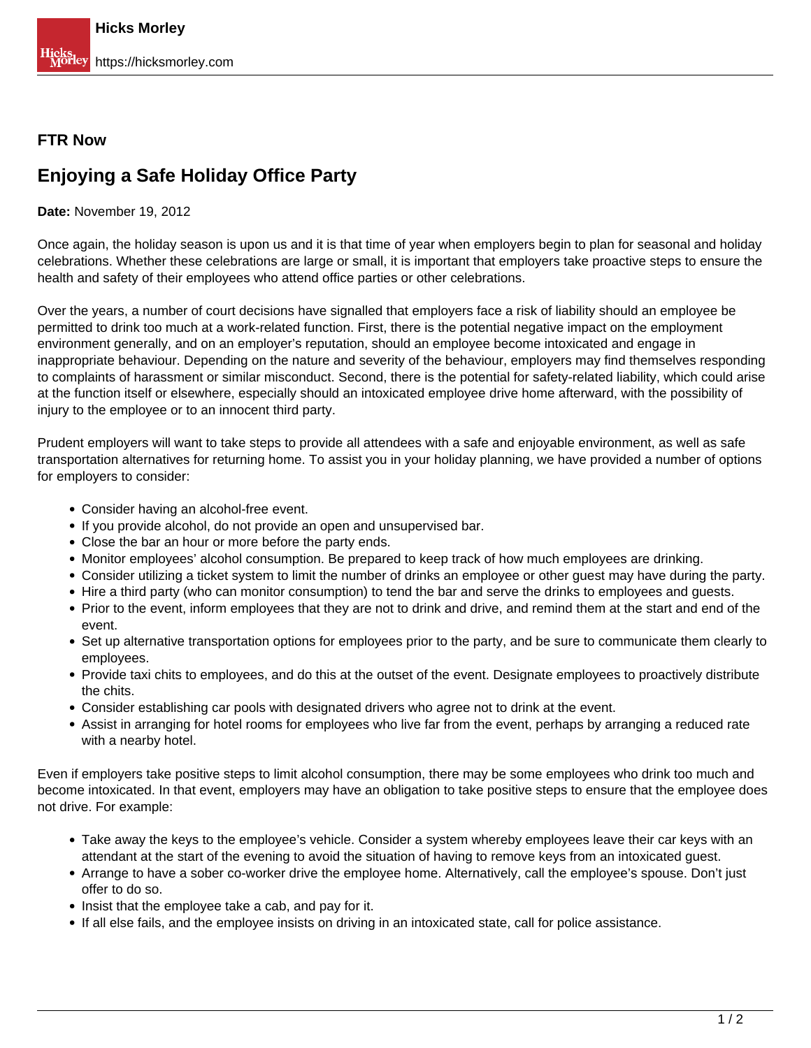**FTR Now**

# Enjoying a Safe Holiday Office Party

**Date:** November 19, 2012

Once again, the holiday season is upon us and it is that time of year when employers begin to plan for seasonal and holiday celebrations. Whether these celebrations are large or small, it is important that employers take proactive steps to ensure the health and safety of their employees who attend office parties or other celebrations.

Over the years, a number of court decisions have signalled that employers face a risk of liability should an employee be permitted to drink too much at a work-related function. First, there is the potential negative impact on the employment environment generally, and on an employer's reputation, should an employee become intoxicated and engage in inappropriate behaviour. Depending on the nature and severity of the behaviour, employers may find themselves responding to complaints of harassment or similar misconduct. Second, there is the potential for safety-related liability, which could arise at the function itself or elsewhere, especially should an intoxicated employee drive home afterward, with the possibility of injury to the employee or to an innocent third party.

Prudent employers will want to take steps to provide all attendees with a safe and enjoyable environment, as well as safe transportation alternatives for returning home. To assist you in your holiday planning, we have provided a number of options for employers to consider:

- Consider having an alcohol-free event.
- If you provide alcohol, do not provide an open and unsupervised bar.
- Close the bar an hour or more before the party ends.
- Monitor employees' alcohol consumption. Be prepared to keep track of how much employees are drinking.
- Consider utilizing a ticket system to limit the number of drinks an employee or other guest may have during the party.
- Hire a third party (who can monitor consumption) to tend the bar and serve the drinks to employees and guests.
- Prior to the event, inform employees that they are not to drink and drive, and remind them at the start and end of the event.
- Set up alternative transportation options for employees prior to the party, and be sure to communicate them clearly to employees.
- Provide taxi chits to employees, and do this at the outset of the event. Designate employees to proactively distribute the chits.
- Consider establishing car pools with designated drivers who agree not to drink at the event.
- Assist in arranging for hotel rooms for employees who live far from the event, perhaps by arranging a reduced rate with a nearby hotel.

Even if employers take positive steps to limit alcohol consumption, there may be some employees who drink too much and become intoxicated. In that event, employers may have an obligation to take positive steps to ensure that the employee does not drive. For example:

- Take away the keys to the employee's vehicle. Consider a system whereby employees leave their car keys with an attendant at the start of the evening to avoid the situation of having to remove keys from an intoxicated guest.
- Arrange to have a sober co-worker drive the employee home. Alternatively, call the employee's spouse. Don't just offer to do so.
- Insist that the employee take a cab, and pay for it.
- If all else fails, and the employee insists on driving in an intoxicated state, call for police assistance.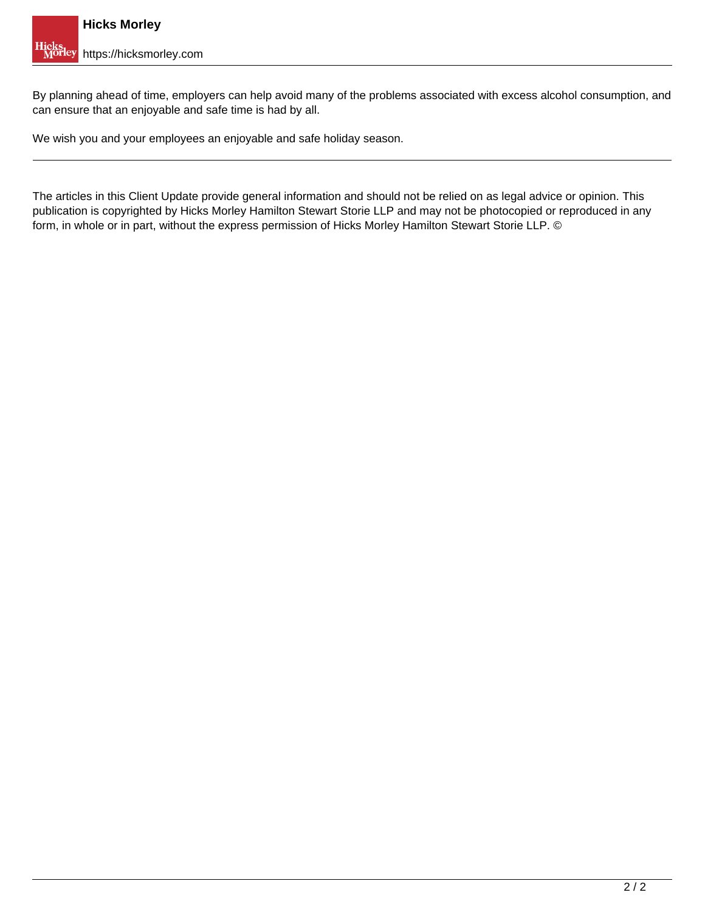By planning ahead of time, employers can help avoid many of the problems associated with excess alcohol consumption, and can ensure that an enjoyable and safe time is had by all.

We wish you and your employees an enjoyable and safe holiday season.

---

The articles in this Client Update provide general information and should not be relied on as legal advice or opinion. This publication is copyrighted by Hicks Morley Hamilton Stewart Storie LLP and may not be photocopied or reproduced in any form, in whole or in part, without the express permission of Hicks Morley Hamilton Stewart Storie LLP. ©